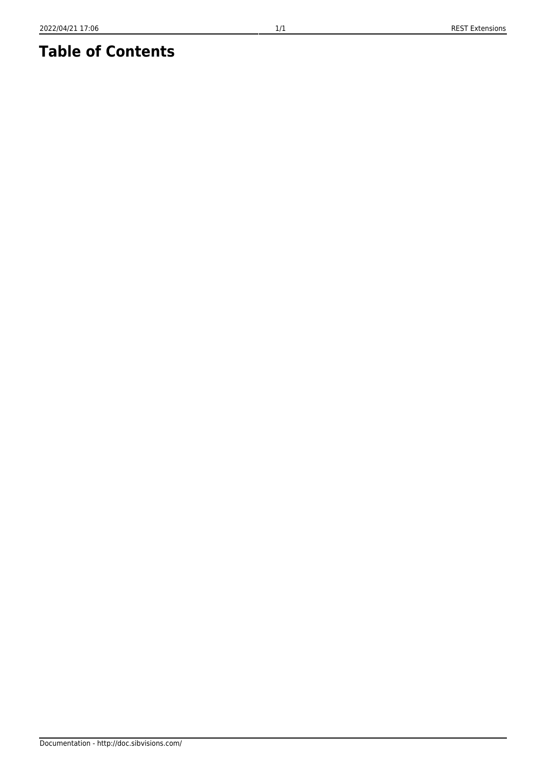# Table of Contents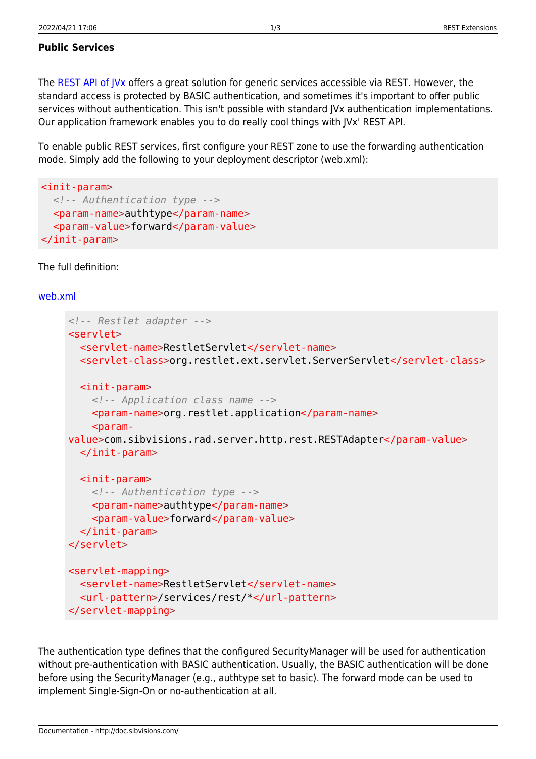### Public Services

The REST API of JVx offers a great solution for generic services accessible via REST. However, the standard access is protected by BASIC authentication, and sometimes it's important to offer public services without authentication. This isn't possible with standard JVx authentication implementations. Our application framework enables you to do really cool things with JVx' REST API.

To enable public REST services, first configure your REST zone to use the forwarding authentication mode. Simply add the following to your deployment descriptor (web.xml):

```xml
<init-param>
  <!-- Authentication type -->
  <param-name>authtype</param-name>
  <param-value>forward</param-value>
</init-param>
```

The full definition:

web.xml

```xml
<!-- Restlet adapter -->
<servlet>
  <servlet-name>RestletServlet</servlet-name>
  <servlet-class>org.restlet.ext.servlet.ServerServlet</servlet-class>

  <init-param>
    <!-- Application class name -->
    <param-name>org.restlet.application</param-name>
    <param-value>com.sibvisions.rad.server.http.rest.RESTAdapter</param-value>
  </init-param>

  <init-param>
    <!-- Authentication type -->
    <param-name>authtype</param-name>
    <param-value>forward</param-value>
  </init-param>
</servlet>

<servlet-mapping>
  <servlet-name>RestletServlet</servlet-name>
  <url-pattern>/services/rest/*</url-pattern>
</servlet-mapping>
```

The authentication type defines that the configured SecurityManager will be used for authentication without pre-authentication with BASIC authentication. Usually, the BASIC authentication will be done before using the SecurityManager (e.g., authtype set to basic). The forward mode can be used to implement Single-Sign-On or no-authentication at all.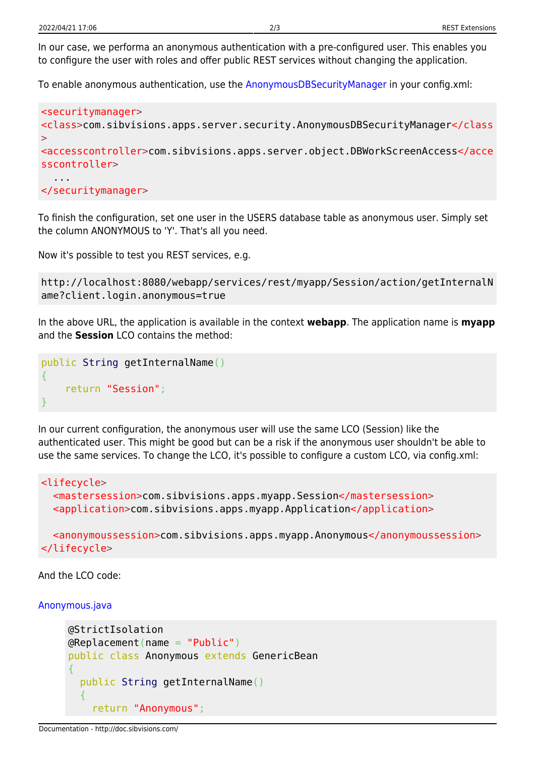In our case, we performa an anonymous authentication with a pre-configured user. This enables you to configure the user with roles and offer public REST services without changing the application.

To enable anonymous authentication, use the AnonymousDBSecurityManager in your config.xml:

```
<securitymanager>
<class>com.sibvisions.apps.server.security.AnonymousDBSecurityManager</class>
<accesscontroller>com.sibvisions.apps.server.object.DBWorkScreenAccess</accesscontroller>
  ...
</securitymanager>
```

To finish the configuration, set one user in the USERS database table as anonymous user. Simply set the column ANONYMOUS to 'Y'. That's all you need.

Now it's possible to test you REST services, e.g.

```
http://localhost:8080/webapp/services/rest/myapp/Session/action/getInternalName?client.login.anonymous=true
```

In the above URL, the application is available in the context **webapp**. The application name is **myapp** and the **Session** LCO contains the method:

```
public String getInternalName()
{
    return "Session";
}
```

In our current configuration, the anonymous user will use the same LCO (Session) like the authenticated user. This might be good but can be a risk if the anonymous user shouldn't be able to use the same services. To change the LCO, it's possible to configure a custom LCO, via config.xml:

```
<lifecycle>
  <mastersession>com.sibvisions.apps.myapp.Session</mastersession>
  <application>com.sibvisions.apps.myapp.Application</application>

  <anonymoussession>com.sibvisions.apps.myapp.Anonymous</anonymoussession>
</lifecycle>
```

And the LCO code:

Anonymous.java

```
@StrictIsolation
@Replacement(name = "Public")
public class Anonymous extends GenericBean
{
  public String getInternalName()
  {
    return "Anonymous";
```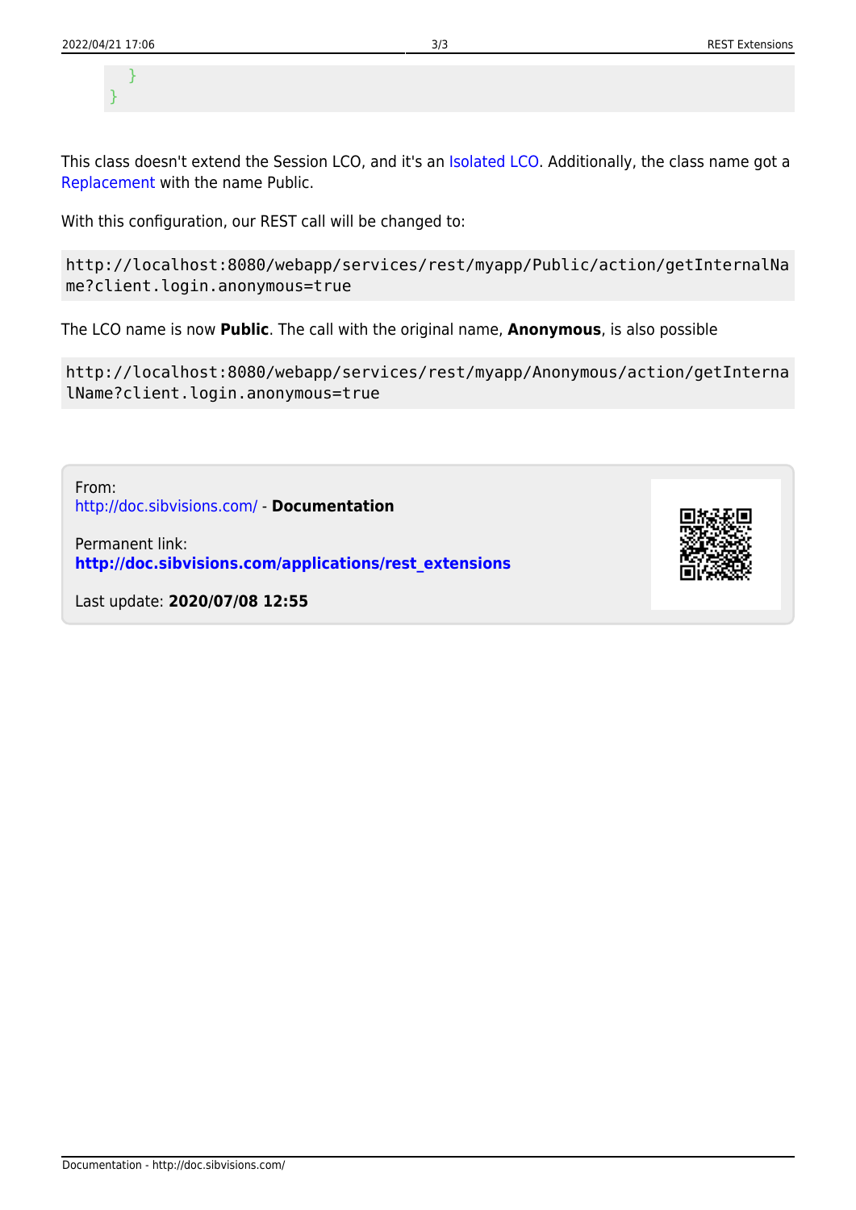```
    }
}
```

This class doesn't extend the Session LCO, and it's an Isolated LCO. Additionally, the class name got a Replacement with the name Public.

With this configuration, our REST call will be changed to:

```
http://localhost:8080/webapp/services/rest/myapp/Public/action/getInternalName?client.login.anonymous=true
```

The LCO name is now **Public**. The call with the original name, **Anonymous**, is also possible

```
http://localhost:8080/webapp/services/rest/myapp/Anonymous/action/getInternalName?client.login.anonymous=true
```

From:
http://doc.sibvisions.com/ - **Documentation**

Permanent link:
**http://doc.sibvisions.com/applications/rest_extensions**

Last update: **2020/07/08 12:55**